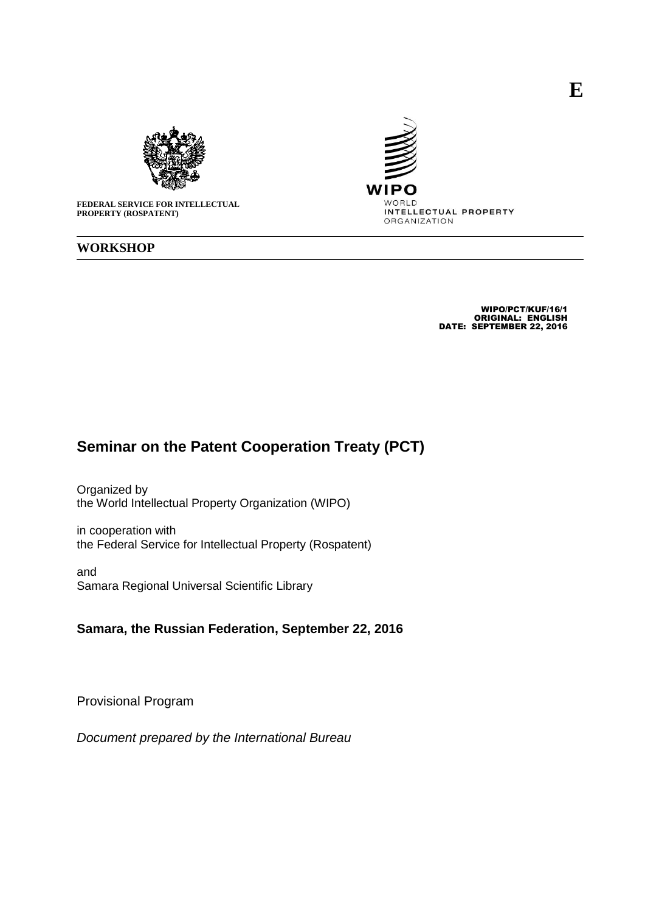E

FEDERAL SERVICE FOR INTELLECTUAL PROPERTY (ROSPATENT)

WIPO
WORLD
INTELLECTUAL PROPERTY
ORGANIZATION

**WORKSHOP**

WIPO/PCT/KUF/16/1
ORIGINAL: ENGLISH
DATE: SEPTEMBER 22, 2016

# Seminar on the Patent Cooperation Treaty (PCT)

Organized by
the World Intellectual Property Organization (WIPO)

in cooperation with
the Federal Service for Intellectual Property (Rospatent)

and
Samara Regional Universal Scientific Library

**Samara, the Russian Federation, September 22, 2016**

Provisional Program

*Document prepared by the International Bureau*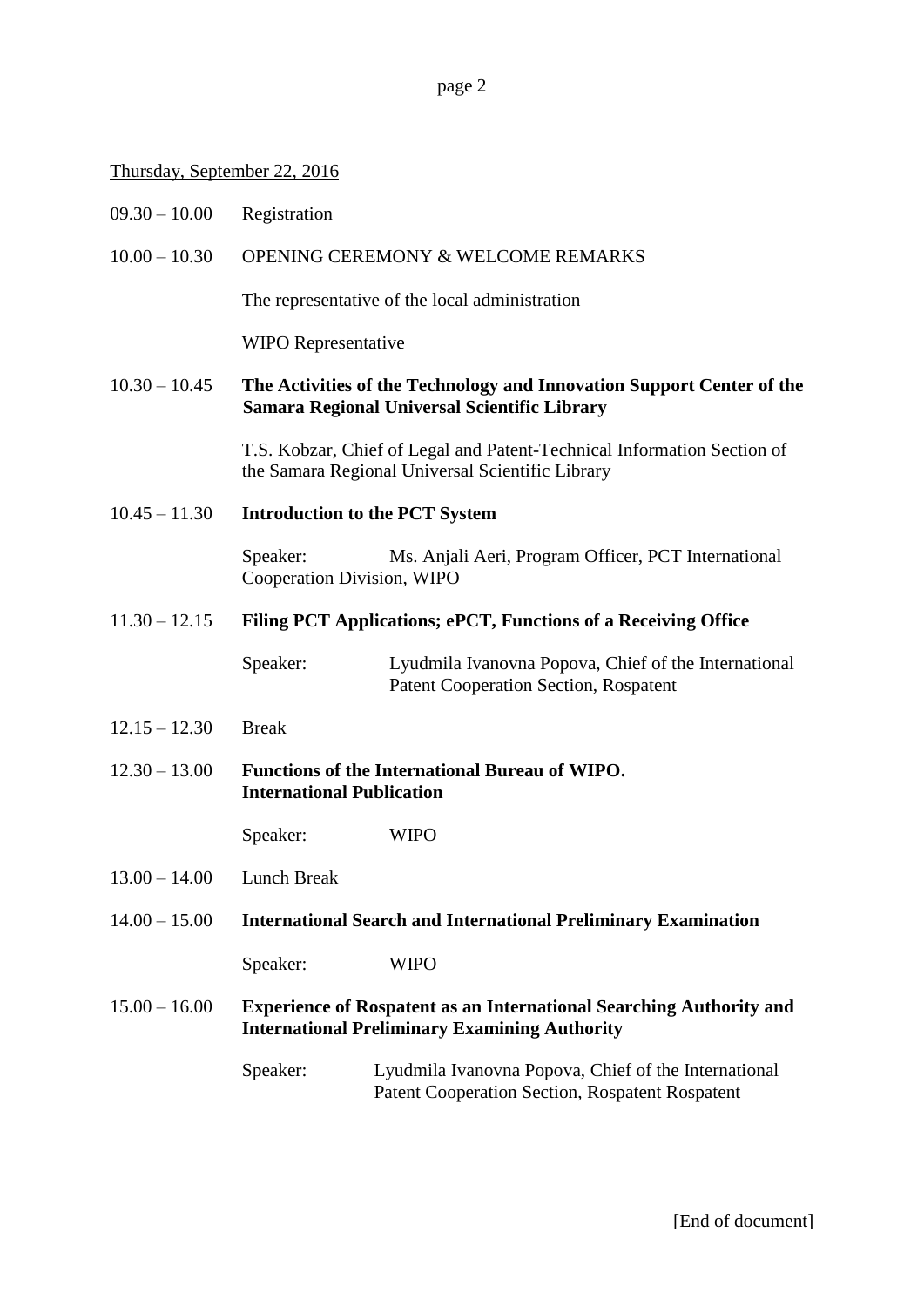<u>Thursday, September 22, 2016</u>

09.30 – 10.00 Registration

10.00 – 10.30 OPENING CEREMONY & WELCOME REMARKS

The representative of the local administration

WIPO Representative

10.30 – 10.45 **The Activities of the Technology and Innovation Support Center of the Samara Regional Universal Scientific Library**

T.S. Kobzar, Chief of Legal and Patent-Technical Information Section of the Samara Regional Universal Scientific Library

10.45 – 11.30 **Introduction to the PCT System**

Speaker: Ms. Anjali Aeri, Program Officer, PCT International Cooperation Division, WIPO

11.30 – 12.15 **Filing PCT Applications; ePCT, Functions of a Receiving Office**

Speaker: Lyudmila Ivanovna Popova, Chief of the International Patent Cooperation Section, Rospatent

12.15 – 12.30 Break

12.30 – 13.00 **Functions of the International Bureau of WIPO. International Publication**

Speaker: WIPO

13.00 – 14.00 Lunch Break

14.00 – 15.00 **International Search and International Preliminary Examination**

Speaker: WIPO

15.00 – 16.00 **Experience of Rospatent as an International Searching Authority and International Preliminary Examining Authority**

Speaker: Lyudmila Ivanovna Popova, Chief of the International Patent Cooperation Section, Rospatent Rospatent

[End of document]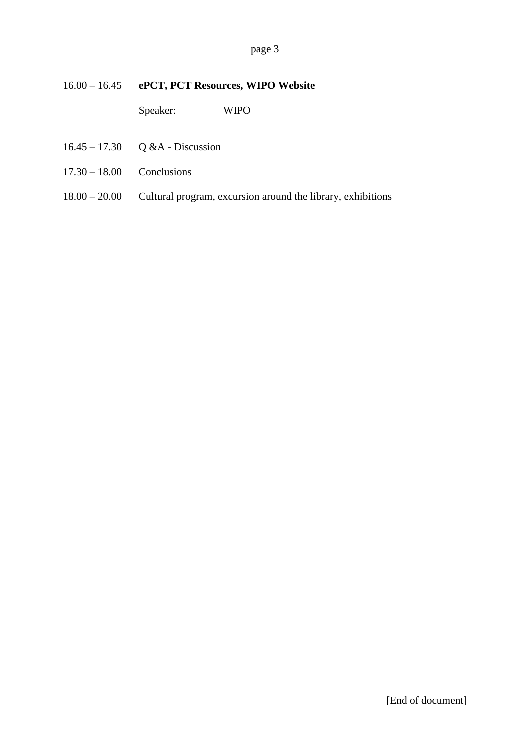16.00 – 16.45 **ePCT, PCT Resources, WIPO Website**

Speaker: WIPO

16.45 – 17.30 Q &A - Discussion

17.30 – 18.00 Conclusions

18.00 – 20.00 Cultural program, excursion around the library, exhibitions

[End of document]